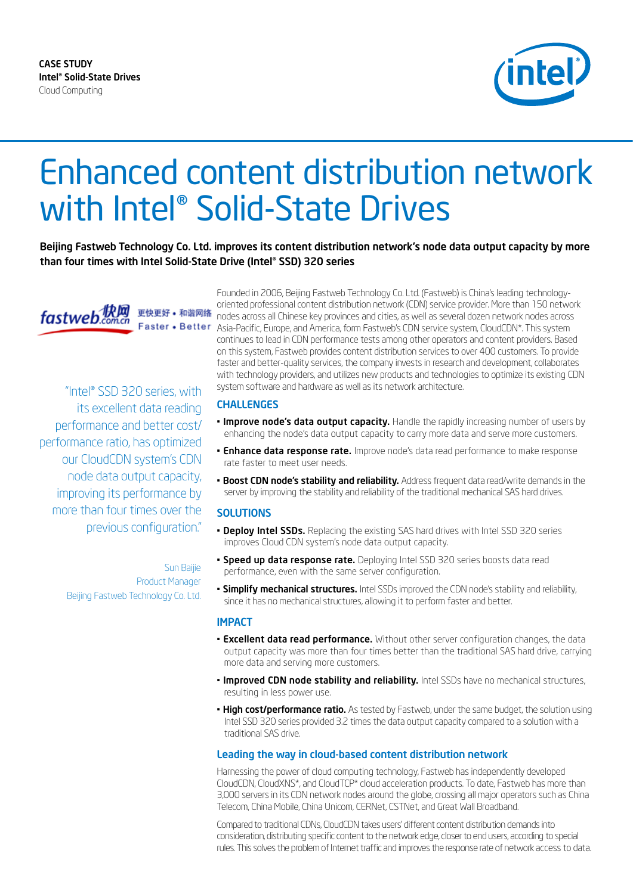CASE STUDY
**Intel® Solid-State Drives**
Cloud Computing

# Enhanced content distribution network with Intel® Solid-State Drives

**Beijing Fastweb Technology Co. Ltd. improves its content distribution network's node data output capacity by more than four times with Intel Solid-State Drive (Intel® SSD) 320 series**

fastweb 快网 .com.cn 更快更好 • 和谐网络 Faster • Better

Founded in 2006, Beijing Fastweb Technology Co. Ltd. (Fastweb) is China's leading technology-oriented professional content distribution network (CDN) service provider. More than 150 network nodes across all Chinese key provinces and cities, as well as several dozen network nodes across Asia-Pacific, Europe, and America, form Fastweb's CDN service system, CloudCDN*. This system continues to lead in CDN performance tests among other operators and content providers. Based on this system, Fastweb provides content distribution services to over 400 customers. To provide faster and better-quality services, the company invests in research and development, collaborates with technology providers, and utilizes new products and technologies to optimize its existing CDN system software and hardware as well as its network architecture.

"Intel® SSD 320 series, with its excellent data reading performance and better cost/performance ratio, has optimized our CloudCDN system's CDN node data output capacity, improving its performance by more than four times over the previous configuration."

Sun Baijie
Product Manager
Beijing Fastweb Technology Co. Ltd.

## CHALLENGES

- **Improve node's data output capacity.** Handle the rapidly increasing number of users by enhancing the node's data output capacity to carry more data and serve more customers.
- **Enhance data response rate.** Improve node's data read performance to make response rate faster to meet user needs.
- **Boost CDN node's stability and reliability.** Address frequent data read/write demands in the server by improving the stability and reliability of the traditional mechanical SAS hard drives.

## SOLUTIONS

- **Deploy Intel SSDs.** Replacing the existing SAS hard drives with Intel SSD 320 series improves Cloud CDN system's node data output capacity.
- **Speed up data response rate.** Deploying Intel SSD 320 series boosts data read performance, even with the same server configuration.
- **Simplify mechanical structures.** Intel SSDs improved the CDN node's stability and reliability, since it has no mechanical structures, allowing it to perform faster and better.

## IMPACT

- **Excellent data read performance.** Without other server configuration changes, the data output capacity was more than four times better than the traditional SAS hard drive, carrying more data and serving more customers.
- **Improved CDN node stability and reliability.** Intel SSDs have no mechanical structures, resulting in less power use.
- **High cost/performance ratio.** As tested by Fastweb, under the same budget, the solution using Intel SSD 320 series provided 3.2 times the data output capacity compared to a solution with a traditional SAS drive.

## Leading the way in cloud-based content distribution network

Harnessing the power of cloud computing technology, Fastweb has independently developed CloudCDN, CloudXNS*, and CloudTCP* cloud acceleration products. To date, Fastweb has more than 3,000 servers in its CDN network nodes around the globe, crossing all major operators such as China Telecom, China Mobile, China Unicom, CERNet, CSTNet, and Great Wall Broadband.

Compared to traditional CDNs, CloudCDN takes users' different content distribution demands into consideration, distributing specific content to the network edge, closer to end users, according to special rules. This solves the problem of Internet traffic and improves the response rate of network access to data.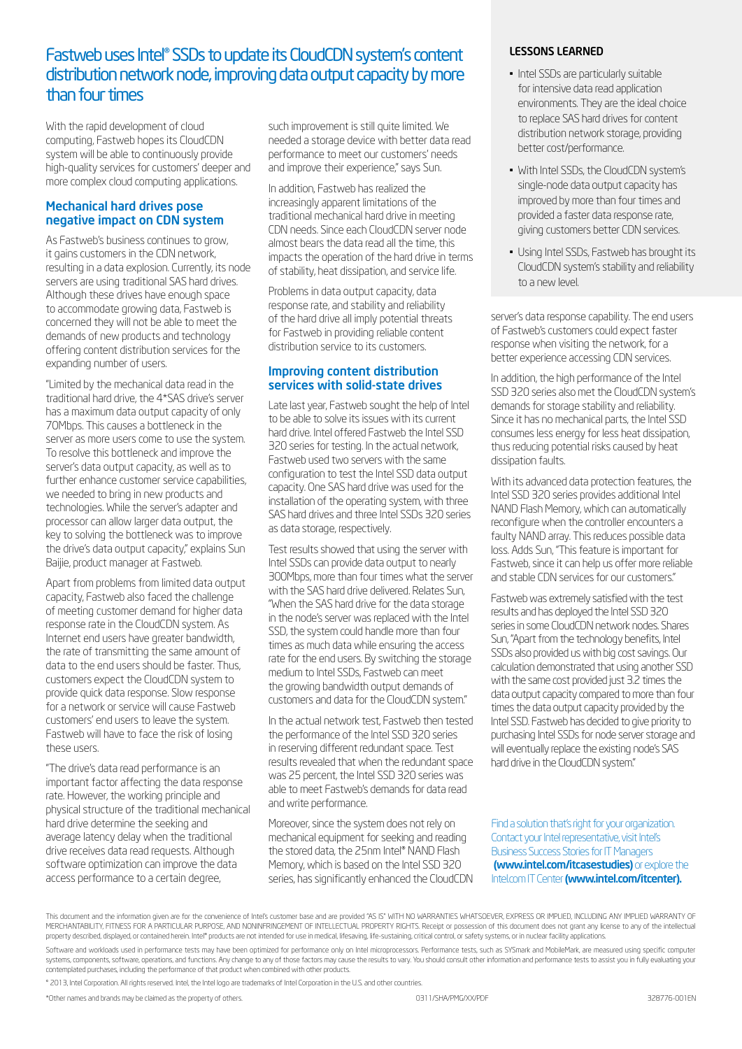# Fastweb uses Intel® SSDs to update its CloudCDN system's content distribution network node, improving data output capacity by more than four times

With the rapid development of cloud computing, Fastweb hopes its CloudCDN system will be able to continuously provide high-quality services for customers' deeper and more complex cloud computing applications.

## Mechanical hard drives pose negative impact on CDN system

As Fastweb's business continues to grow, it gains customers in the CDN network, resulting in a data explosion. Currently, its node servers are using traditional SAS hard drives. Although these drives have enough space to accommodate growing data, Fastweb is concerned they will not be able to meet the demands of new products and technology offering content distribution services for the expanding number of users.

"Limited by the mechanical data read in the traditional hard drive, the 4*SAS drive's server has a maximum data output capacity of only 70Mbps. This causes a bottleneck in the server as more users come to use the system. To resolve this bottleneck and improve the server's data output capacity, as well as to further enhance customer service capabilities, we needed to bring in new products and technologies. While the server's adapter and processor can allow larger data output, the key to solving the bottleneck was to improve the drive's data output capacity," explains Sun Baijie, product manager at Fastweb.

Apart from problems from limited data output capacity, Fastweb also faced the challenge of meeting customer demand for higher data response rate in the CloudCDN system. As Internet end users have greater bandwidth, the rate of transmitting the same amount of data to the end users should be faster. Thus, customers expect the CloudCDN system to provide quick data response. Slow response for a network or service will cause Fastweb customers' end users to leave the system. Fastweb will have to face the risk of losing these users.

"The drive's data read performance is an important factor affecting the data response rate. However, the working principle and physical structure of the traditional mechanical hard drive determine the seeking and average latency delay when the traditional drive receives data read requests. Although software optimization can improve the data access performance to a certain degree, such improvement is still quite limited. We needed a storage device with better data read performance to meet our customers' needs and improve their experience," says Sun.

In addition, Fastweb has realized the increasingly apparent limitations of the traditional mechanical hard drive in meeting CDN needs. Since each CloudCDN server node almost bears the data read all the time, this impacts the operation of the hard drive in terms of stability, heat dissipation, and service life.

Problems in data output capacity, data response rate, and stability and reliability of the hard drive all imply potential threats for Fastweb in providing reliable content distribution service to its customers.

## Improving content distribution services with solid-state drives

Late last year, Fastweb sought the help of Intel to be able to solve its issues with its current hard drive. Intel offered Fastweb the Intel SSD 320 series for testing. In the actual network, Fastweb used two servers with the same configuration to test the Intel SSD data output capacity. One SAS hard drive was used for the installation of the operating system, with three SAS hard drives and three Intel SSDs 320 series as data storage, respectively.

Test results showed that using the server with Intel SSDs can provide data output to nearly 300Mbps, more than four times what the server with the SAS hard drive delivered. Relates Sun, "When the SAS hard drive for the data storage in the node's server was replaced with the Intel SSD, the system could handle more than four times as much data while ensuring the access rate for the end users. By switching the storage medium to Intel SSDs, Fastweb can meet the growing bandwidth output demands of customers and data for the CloudCDN system."

In the actual network test, Fastweb then tested the performance of the Intel SSD 320 series in reserving different redundant space. Test results revealed that when the redundant space was 25 percent, the Intel SSD 320 series was able to meet Fastweb's demands for data read and write performance.

Moreover, since the system does not rely on mechanical equipment for seeking and reading the stored data, the 25nm Intel® NAND Flash Memory, which is based on the Intel SSD 320 series, has significantly enhanced the CloudCDN server's data response capability. The end users of Fastweb's customers could expect faster response when visiting the network, for a better experience accessing CDN services.

In addition, the high performance of the Intel SSD 320 series also met the CloudCDN system's demands for storage stability and reliability. Since it has no mechanical parts, the Intel SSD consumes less energy for less heat dissipation, thus reducing potential risks caused by heat dissipation faults.

With its advanced data protection features, the Intel SSD 320 series provides additional Intel NAND Flash Memory, which can automatically reconfigure when the controller encounters a faulty NAND array. This reduces possible data loss. Adds Sun, "This feature is important for Fastweb, since it can help us offer more reliable and stable CDN services for our customers."

Fastweb was extremely satisfied with the test results and has deployed the Intel SSD 320 series in some CloudCDN network nodes. Shares Sun, "Apart from the technology benefits, Intel SSDs also provided us with big cost savings. Our calculation demonstrated that using another SSD with the same cost provided just 3.2 times the data output capacity compared to more than four times the data output capacity provided by the Intel SSD. Fastweb has decided to give priority to purchasing Intel SSDs for node server storage and will eventually replace the existing node's SAS hard drive in the CloudCDN system."

## LESSONS LEARNED

- Intel SSDs are particularly suitable for intensive data read application environments. They are the ideal choice to replace SAS hard drives for content distribution network storage, providing better cost/performance.
- With Intel SSDs, the CloudCDN system's single-node data output capacity has improved by more than four times and provided a faster data response rate, giving customers better CDN services.
- Using Intel SSDs, Fastweb has brought its CloudCDN system's stability and reliability to a new level.

Find a solution that's right for your organization. Contact your Intel representative, visit Intel's Business Success Stories for IT Managers **(www.intel.com/itcasestudies)** or explore the Intel.com IT Center **(www.intel.com/itcenter).**

This document and the information given are for the convenience of Intel's customer base and are provided "AS IS" WITH NO WARRANTIES WHATSOEVER, EXPRESS OR IMPLIED, INCLUDING ANY IMPLIED WARRANTY OF MERCHANTABILITY, FITNESS FOR A PARTICULAR PURPOSE, AND NONINFRINGEMENT OF INTELLECTUAL PROPERTY RIGHTS. Receipt or possession of this document does not grant any license to any of the intellectual property described, displayed, or contained herein. Intel® products are not intended for use in medical, lifesaving, life-sustaining, critical control, or safety systems, or in nuclear facility applications.

Software and workloads used in performance tests may have been optimized for performance only on Intel microprocessors. Performance tests, such as SYSmark and MobileMark, are measured using specific computer systems, components, software, operations, and functions. Any change to any of those factors may cause the results to vary. You should consult other information and performance tests to assist you in fully evaluating your contemplated purchases, including the performance of that product when combined with other products.

© 2013, Intel Corporation. All rights reserved. Intel, the Intel logo are trademarks of Intel Corporation in the U.S. and other countries.

*Other names and brands may be claimed as the property of others.

0311/SHA/PMG/XX/PDF

328776-001EN